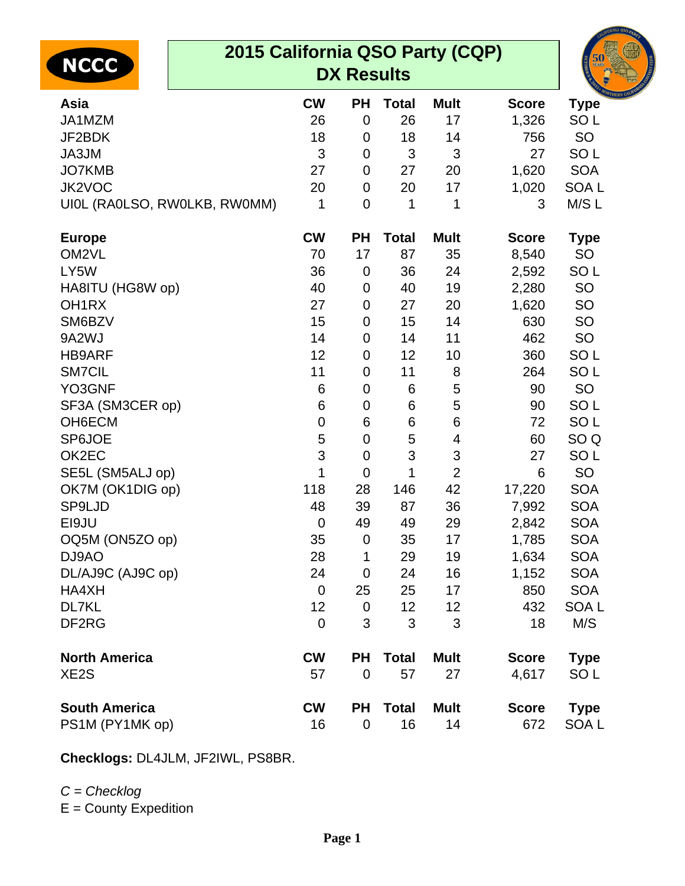# 2015 California QSO Party (CQP) DX Results

| Asia | CW | PH | Total | Mult | Score | Type |
|---|---|---|---|---|---|---|
| JA1MZM | 26 | 0 | 26 | 17 | 1,326 | SO L |
| JF2BDK | 18 | 0 | 18 | 14 | 756 | SO |
| JA3JM | 3 | 0 | 3 | 3 | 27 | SO L |
| JO7KMB | 27 | 0 | 27 | 20 | 1,620 | SOA |
| JK2VOC | 20 | 0 | 20 | 17 | 1,020 | SOA L |
| UI0L (RA0LSO, RW0LKB, RW0MM) | 1 | 0 | 1 | 1 | 3 | M/S L |

| Europe | CW | PH | Total | Mult | Score | Type |
|---|---|---|---|---|---|---|
| OM2VL | 70 | 17 | 87 | 35 | 8,540 | SO |
| LY5W | 36 | 0 | 36 | 24 | 2,592 | SO L |
| HA8ITU (HG8W op) | 40 | 0 | 40 | 19 | 2,280 | SO |
| OH1RX | 27 | 0 | 27 | 20 | 1,620 | SO |
| SM6BZV | 15 | 0 | 15 | 14 | 630 | SO |
| 9A2WJ | 14 | 0 | 14 | 11 | 462 | SO |
| HB9ARF | 12 | 0 | 12 | 10 | 360 | SO L |
| SM7CIL | 11 | 0 | 11 | 8 | 264 | SO L |
| YO3GNF | 6 | 0 | 6 | 5 | 90 | SO |
| SF3A (SM3CER op) | 6 | 0 | 6 | 5 | 90 | SO L |
| OH6ECM | 0 | 6 | 6 | 6 | 72 | SO L |
| SP6JOE | 5 | 0 | 5 | 4 | 60 | SO Q |
| OK2EC | 3 | 0 | 3 | 3 | 27 | SO L |
| SE5L (SM5ALJ op) | 1 | 0 | 1 | 2 | 6 | SO |
| OK7M (OK1DIG op) | 118 | 28 | 146 | 42 | 17,220 | SOA |
| SP9LJD | 48 | 39 | 87 | 36 | 7,992 | SOA |
| EI9JU | 0 | 49 | 49 | 29 | 2,842 | SOA |
| OQ5M (ON5ZO op) | 35 | 0 | 35 | 17 | 1,785 | SOA |
| DJ9AO | 28 | 1 | 29 | 19 | 1,634 | SOA |
| DL/AJ9C (AJ9C op) | 24 | 0 | 24 | 16 | 1,152 | SOA |
| HA4XH | 0 | 25 | 25 | 17 | 850 | SOA |
| DL7KL | 12 | 0 | 12 | 12 | 432 | SOA L |
| DF2RG | 0 | 3 | 3 | 3 | 18 | M/S |

| North America | CW | PH | Total | Mult | Score | Type |
|---|---|---|---|---|---|---|
| XE2S | 57 | 0 | 57 | 27 | 4,617 | SO L |

| South America | CW | PH | Total | Mult | Score | Type |
|---|---|---|---|---|---|---|
| PS1M (PY1MK op) | 16 | 0 | 16 | 14 | 672 | SOA L |

**Checklogs:** DL4JLM, JF2IWL, PS8BR.

*C = Checklog*
E = County Expedition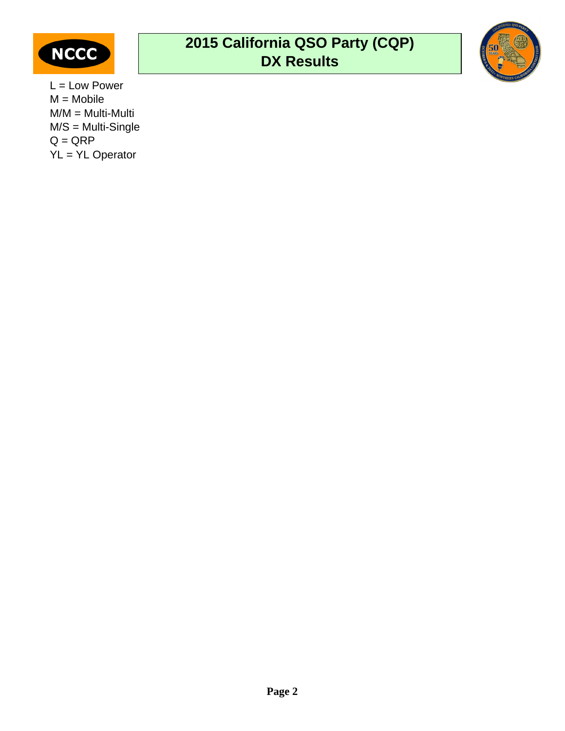# 2015 California QSO Party (CQP)
# DX Results

L = Low Power
M = Mobile
M/M = Multi-Multi
M/S = Multi-Single
Q = QRP
YL = YL Operator